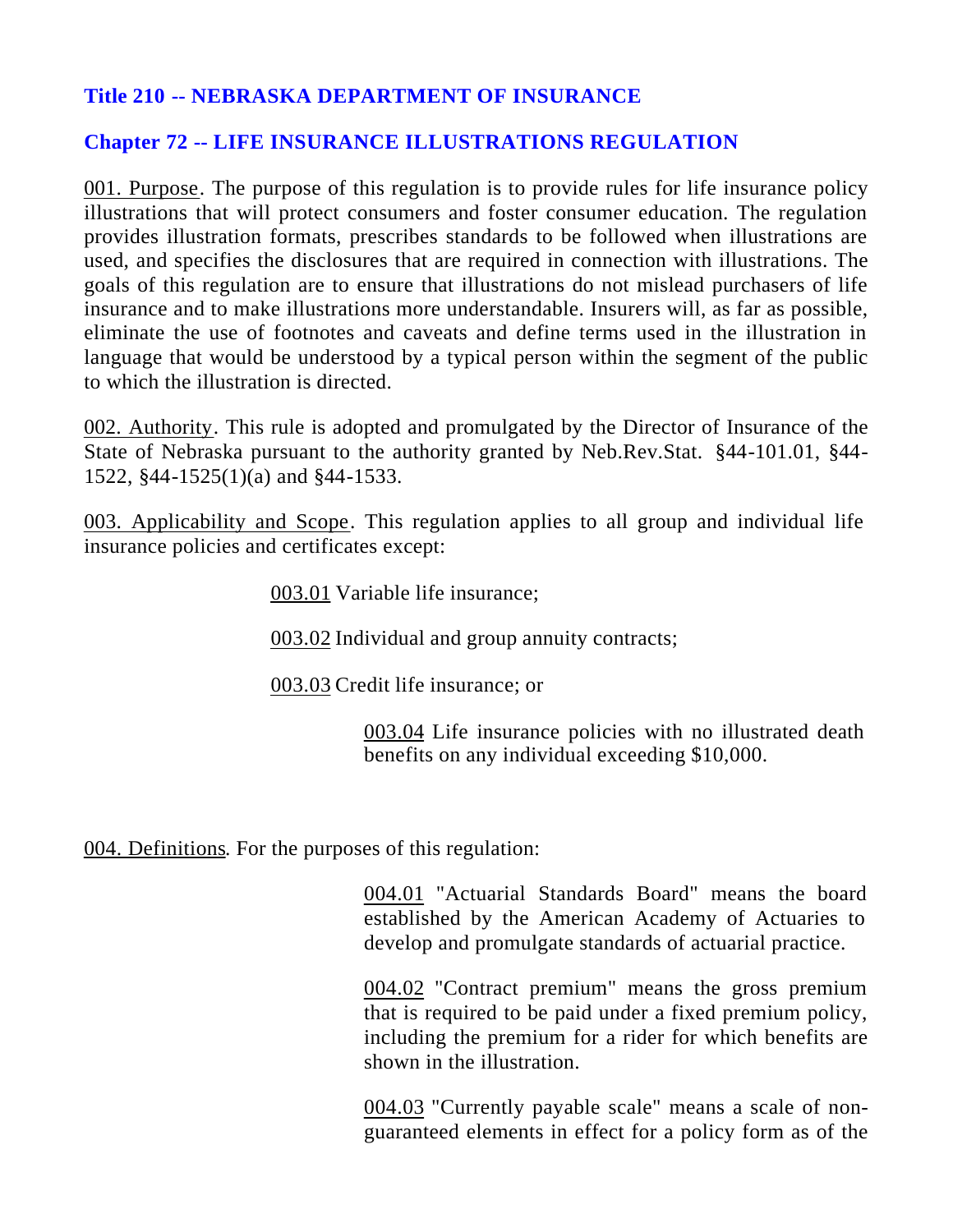# Title 210 -- NEBRASKA DEPARTMENT OF INSURANCE

## Chapter 72 -- LIFE INSURANCE ILLUSTRATIONS REGULATION

001. Purpose. The purpose of this regulation is to provide rules for life insurance policy illustrations that will protect consumers and foster consumer education. The regulation provides illustration formats, prescribes standards to be followed when illustrations are used, and specifies the disclosures that are required in connection with illustrations. The goals of this regulation are to ensure that illustrations do not mislead purchasers of life insurance and to make illustrations more understandable. Insurers will, as far as possible, eliminate the use of footnotes and caveats and define terms used in the illustration in language that would be understood by a typical person within the segment of the public to which the illustration is directed.

002. Authority. This rule is adopted and promulgated by the Director of Insurance of the State of Nebraska pursuant to the authority granted by Neb.Rev.Stat. §44-101.01, §44-1522, §44-1525(1)(a) and §44-1533.

003. Applicability and Scope. This regulation applies to all group and individual life insurance policies and certificates except:

003.01 Variable life insurance;

003.02 Individual and group annuity contracts;

003.03 Credit life insurance; or

003.04 Life insurance policies with no illustrated death benefits on any individual exceeding $10,000.

004. Definitions. For the purposes of this regulation:

004.01 "Actuarial Standards Board" means the board established by the American Academy of Actuaries to develop and promulgate standards of actuarial practice.

004.02 "Contract premium" means the gross premium that is required to be paid under a fixed premium policy, including the premium for a rider for which benefits are shown in the illustration.

004.03 "Currently payable scale" means a scale of non-guaranteed elements in effect for a policy form as of the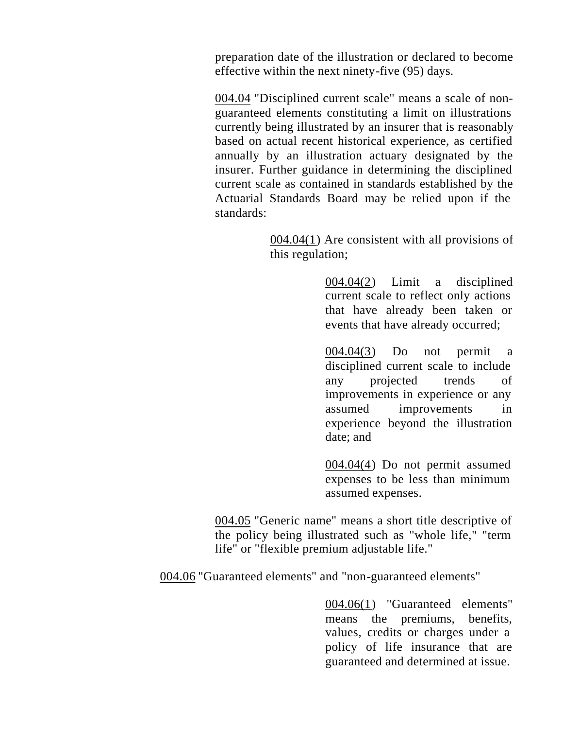preparation date of the illustration or declared to become effective within the next ninety-five (95) days.

<u>004.04</u> "Disciplined current scale" means a scale of non-guaranteed elements constituting a limit on illustrations currently being illustrated by an insurer that is reasonably based on actual recent historical experience, as certified annually by an illustration actuary designated by the insurer. Further guidance in determining the disciplined current scale as contained in standards established by the Actuarial Standards Board may be relied upon if the standards:

<u>004.04(1</u>) Are consistent with all provisions of this regulation;

<u>004.04(2</u>) Limit a disciplined current scale to reflect only actions that have already been taken or events that have already occurred;

<u>004.04(3</u>) Do not permit a disciplined current scale to include any projected trends of improvements in experience or any assumed improvements in experience beyond the illustration date; and

<u>004.04(4</u>) Do not permit assumed expenses to be less than minimum assumed expenses.

<u>004.05</u> "Generic name" means a short title descriptive of the policy being illustrated such as "whole life," "term life" or "flexible premium adjustable life."

<u>004.06</u> "Guaranteed elements" and "non-guaranteed elements"

<u>004.06(1</u>) "Guaranteed elements" means the premiums, benefits, values, credits or charges under a policy of life insurance that are guaranteed and determined at issue.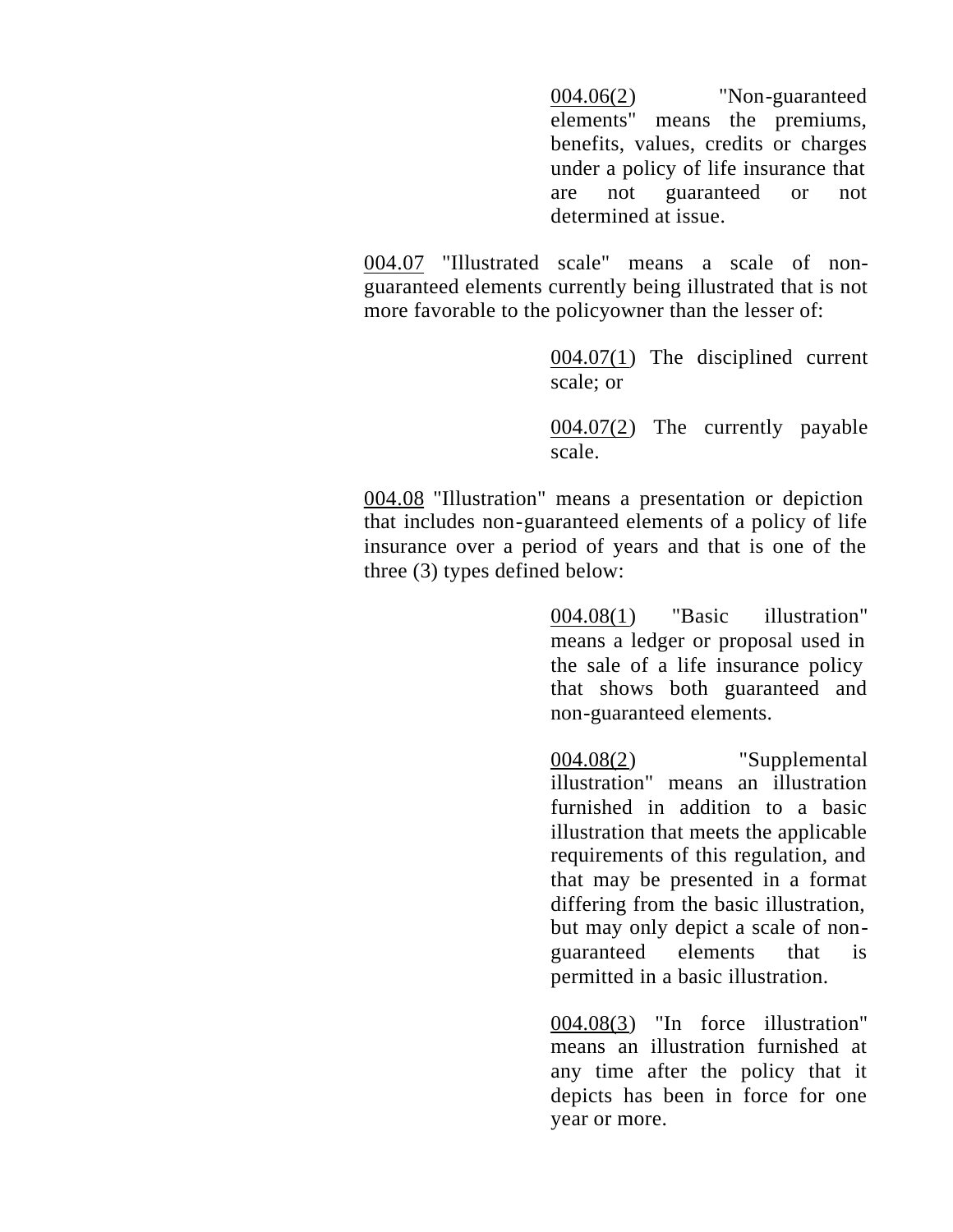004.06(2) "Non-guaranteed elements" means the premiums, benefits, values, credits or charges under a policy of life insurance that are not guaranteed or not determined at issue.

004.07 "Illustrated scale" means a scale of non-guaranteed elements currently being illustrated that is not more favorable to the policyowner than the lesser of:

004.07(1) The disciplined current scale; or

004.07(2) The currently payable scale.

004.08 "Illustration" means a presentation or depiction that includes non-guaranteed elements of a policy of life insurance over a period of years and that is one of the three (3) types defined below:

004.08(1) "Basic illustration" means a ledger or proposal used in the sale of a life insurance policy that shows both guaranteed and non-guaranteed elements.

004.08(2) "Supplemental illustration" means an illustration furnished in addition to a basic illustration that meets the applicable requirements of this regulation, and that may be presented in a format differing from the basic illustration, but may only depict a scale of non-guaranteed elements that is permitted in a basic illustration.

004.08(3) "In force illustration" means an illustration furnished at any time after the policy that it depicts has been in force for one year or more.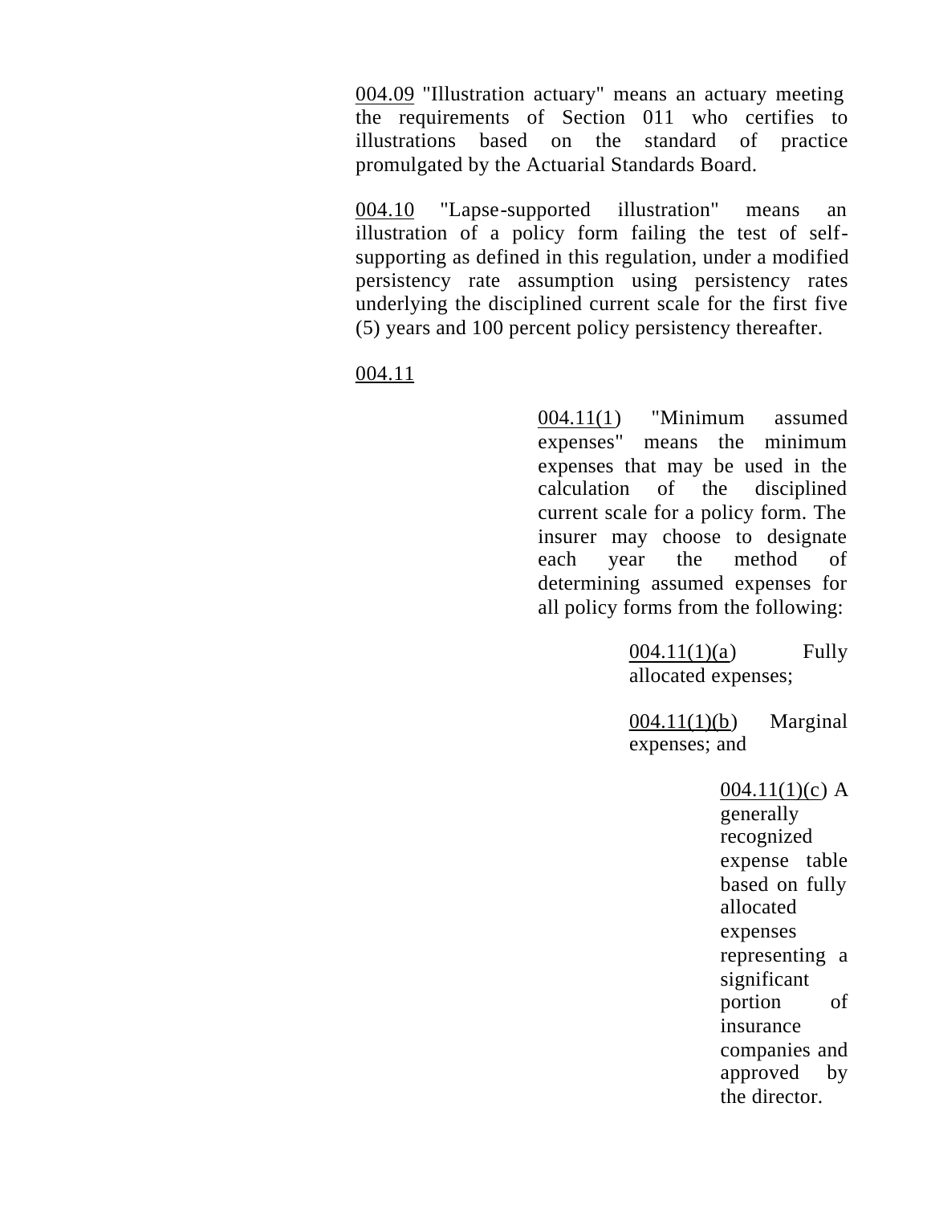004.09 "Illustration actuary" means an actuary meeting the requirements of Section 011 who certifies to illustrations based on the standard of practice promulgated by the Actuarial Standards Board.

004.10 "Lapse-supported illustration" means an illustration of a policy form failing the test of self-supporting as defined in this regulation, under a modified persistency rate assumption using persistency rates underlying the disciplined current scale for the first five (5) years and 100 percent policy persistency thereafter.

004.11

004.11(1) "Minimum assumed expenses" means the minimum expenses that may be used in the calculation of the disciplined current scale for a policy form. The insurer may choose to designate each year the method of determining assumed expenses for all policy forms from the following:

004.11(1)(a) Fully allocated expenses;

004.11(1)(b) Marginal expenses; and

004.11(1)(c) A generally recognized expense table based on fully allocated expenses representing a significant portion of insurance companies and approved by the director.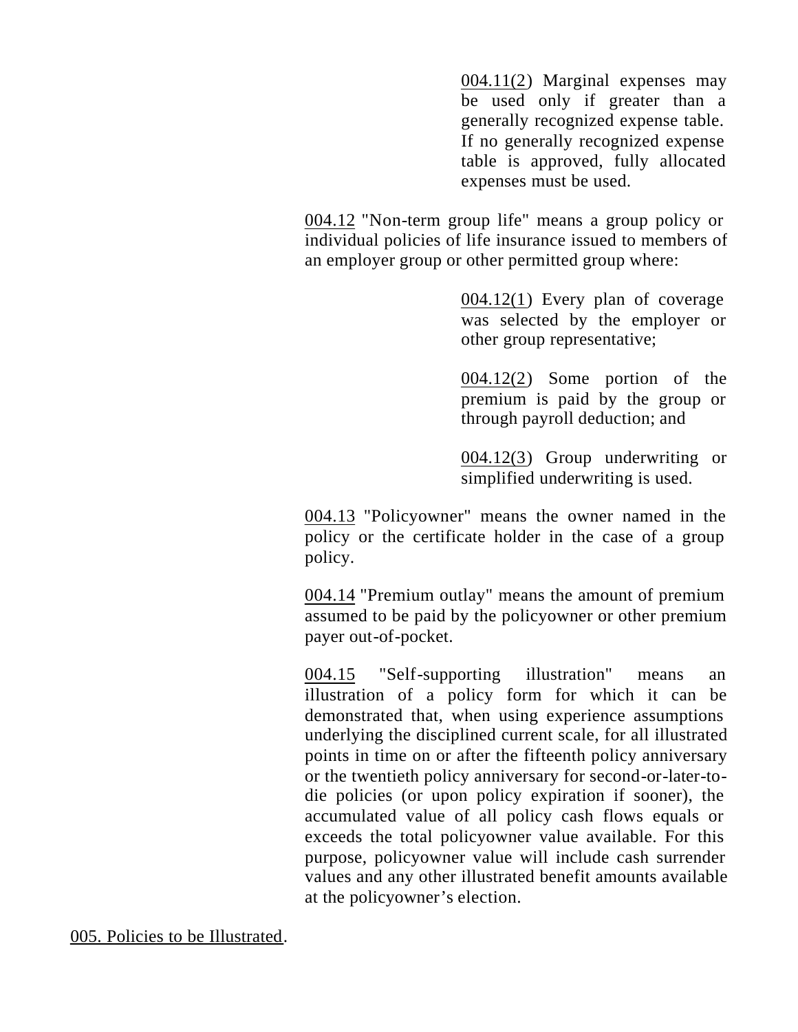004.11(2) Marginal expenses may be used only if greater than a generally recognized expense table. If no generally recognized expense table is approved, fully allocated expenses must be used.

004.12 "Non-term group life" means a group policy or individual policies of life insurance issued to members of an employer group or other permitted group where:

004.12(1) Every plan of coverage was selected by the employer or other group representative;

004.12(2) Some portion of the premium is paid by the group or through payroll deduction; and

004.12(3) Group underwriting or simplified underwriting is used.

004.13 "Policyowner" means the owner named in the policy or the certificate holder in the case of a group policy.

004.14 "Premium outlay" means the amount of premium assumed to be paid by the policyowner or other premium payer out-of-pocket.

004.15 "Self-supporting illustration" means an illustration of a policy form for which it can be demonstrated that, when using experience assumptions underlying the disciplined current scale, for all illustrated points in time on or after the fifteenth policy anniversary or the twentieth policy anniversary for second-or-later-to-die policies (or upon policy expiration if sooner), the accumulated value of all policy cash flows equals or exceeds the total policyowner value available. For this purpose, policyowner value will include cash surrender values and any other illustrated benefit amounts available at the policyowner's election.

005. Policies to be Illustrated.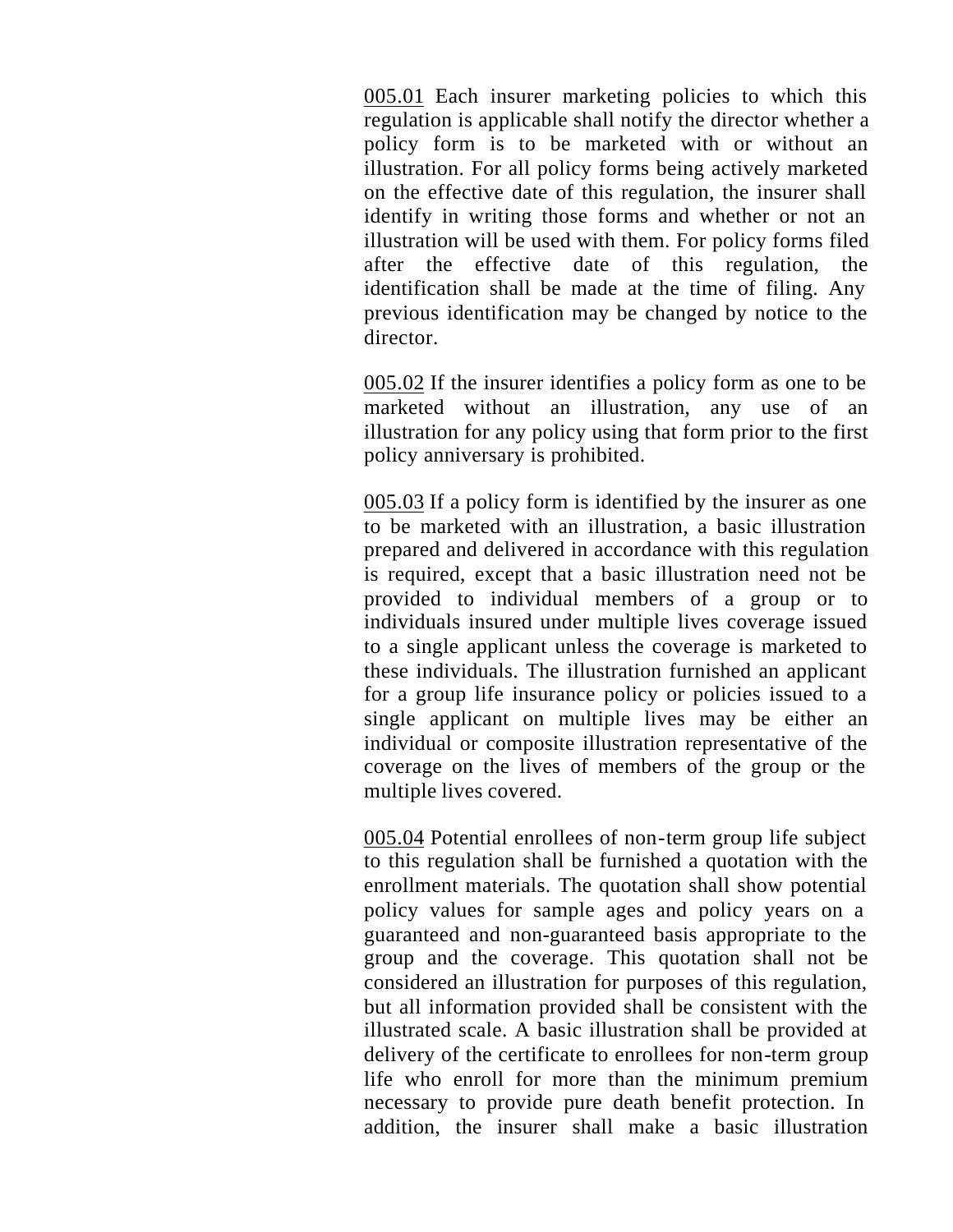<u>005.01</u> Each insurer marketing policies to which this regulation is applicable shall notify the director whether a policy form is to be marketed with or without an illustration. For all policy forms being actively marketed on the effective date of this regulation, the insurer shall identify in writing those forms and whether or not an illustration will be used with them. For policy forms filed after the effective date of this regulation, the identification shall be made at the time of filing. Any previous identification may be changed by notice to the director.

<u>005.02</u> If the insurer identifies a policy form as one to be marketed without an illustration, any use of an illustration for any policy using that form prior to the first policy anniversary is prohibited.

<u>005.03</u> If a policy form is identified by the insurer as one to be marketed with an illustration, a basic illustration prepared and delivered in accordance with this regulation is required, except that a basic illustration need not be provided to individual members of a group or to individuals insured under multiple lives coverage issued to a single applicant unless the coverage is marketed to these individuals. The illustration furnished an applicant for a group life insurance policy or policies issued to a single applicant on multiple lives may be either an individual or composite illustration representative of the coverage on the lives of members of the group or the multiple lives covered.

<u>005.04</u> Potential enrollees of non-term group life subject to this regulation shall be furnished a quotation with the enrollment materials. The quotation shall show potential policy values for sample ages and policy years on a guaranteed and non-guaranteed basis appropriate to the group and the coverage. This quotation shall not be considered an illustration for purposes of this regulation, but all information provided shall be consistent with the illustrated scale. A basic illustration shall be provided at delivery of the certificate to enrollees for non-term group life who enroll for more than the minimum premium necessary to provide pure death benefit protection. In addition, the insurer shall make a basic illustration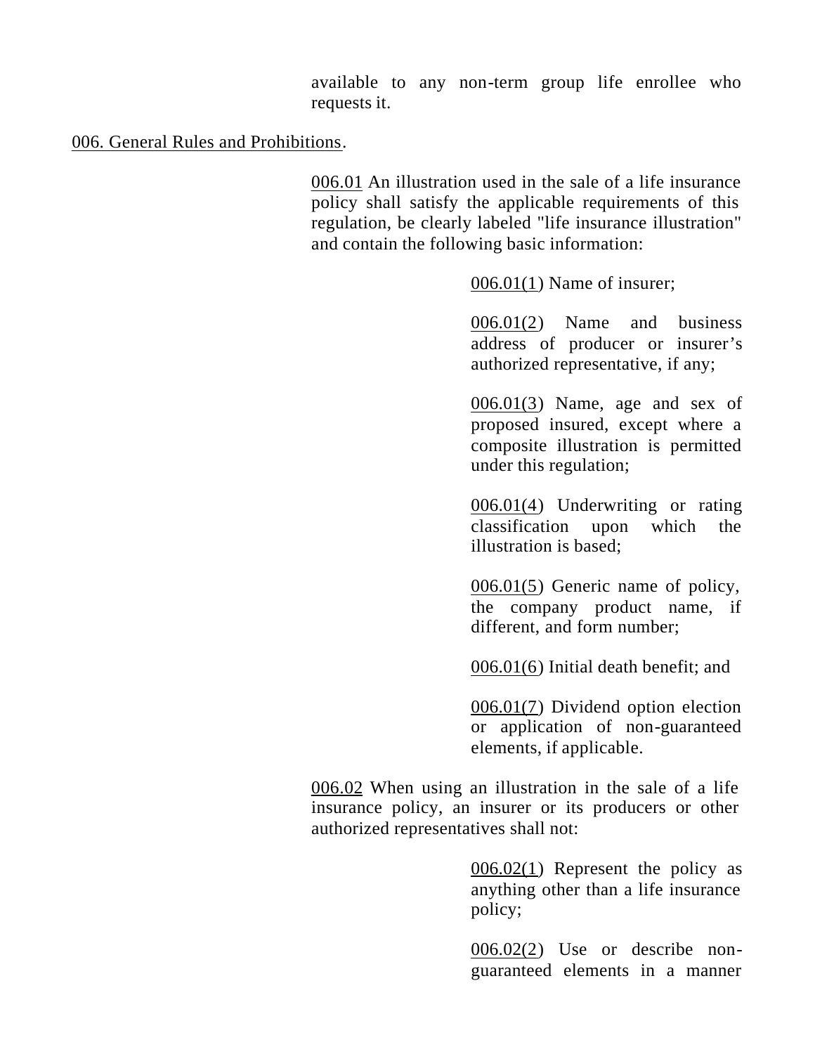available to any non-term group life enrollee who requests it.

006. General Rules and Prohibitions.

006.01 An illustration used in the sale of a life insurance policy shall satisfy the applicable requirements of this regulation, be clearly labeled "life insurance illustration" and contain the following basic information:

006.01(1) Name of insurer;

006.01(2) Name and business address of producer or insurer's authorized representative, if any;

006.01(3) Name, age and sex of proposed insured, except where a composite illustration is permitted under this regulation;

006.01(4) Underwriting or rating classification upon which the illustration is based;

006.01(5) Generic name of policy, the company product name, if different, and form number;

006.01(6) Initial death benefit; and

006.01(7) Dividend option election or application of non-guaranteed elements, if applicable.

006.02 When using an illustration in the sale of a life insurance policy, an insurer or its producers or other authorized representatives shall not:

006.02(1) Represent the policy as anything other than a life insurance policy;

006.02(2) Use or describe non-guaranteed elements in a manner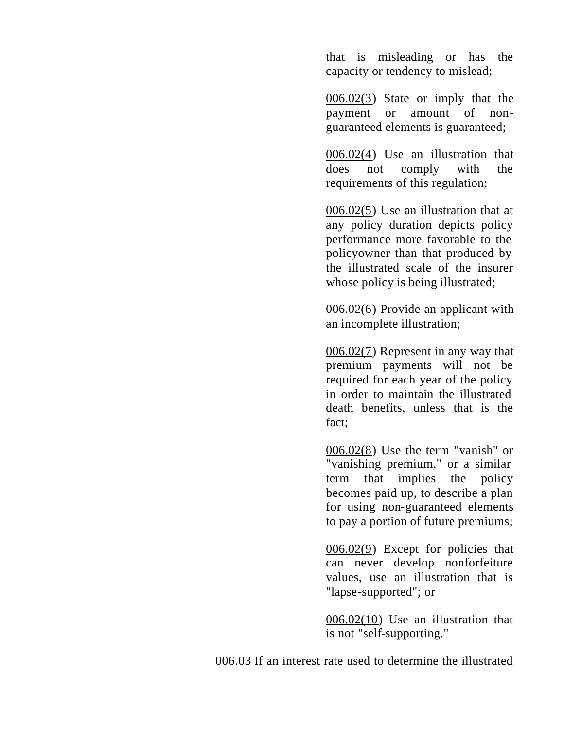that is misleading or has the capacity or tendency to mislead;

006.02(3) State or imply that the payment or amount of non-guaranteed elements is guaranteed;

006.02(4) Use an illustration that does not comply with the requirements of this regulation;

006.02(5) Use an illustration that at any policy duration depicts policy performance more favorable to the policyowner than that produced by the illustrated scale of the insurer whose policy is being illustrated;

006.02(6) Provide an applicant with an incomplete illustration;

006.02(7) Represent in any way that premium payments will not be required for each year of the policy in order to maintain the illustrated death benefits, unless that is the fact;

006.02(8) Use the term "vanish" or "vanishing premium," or a similar term that implies the policy becomes paid up, to describe a plan for using non-guaranteed elements to pay a portion of future premiums;

006.02(9) Except for policies that can never develop nonforfeiture values, use an illustration that is "lapse-supported"; or

006.02(10) Use an illustration that is not "self-supporting."

006.03 If an interest rate used to determine the illustrated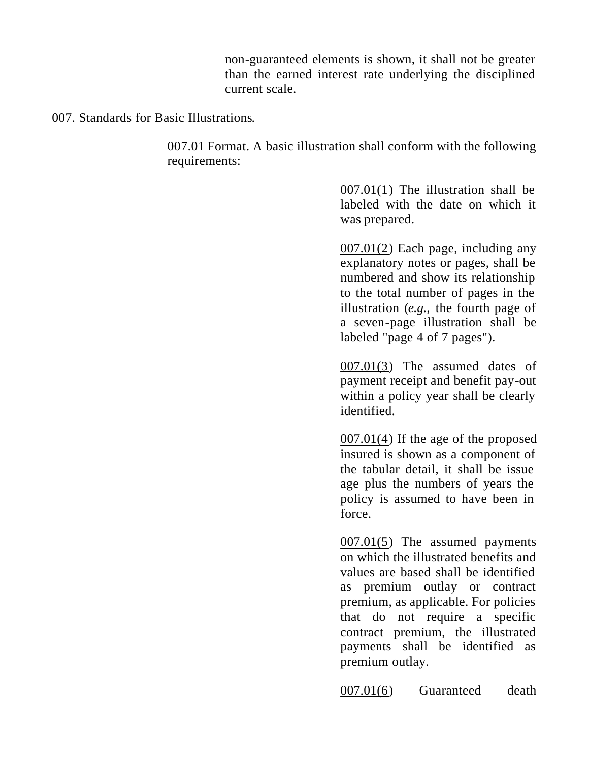non-guaranteed elements is shown, it shall not be greater than the earned interest rate underlying the disciplined current scale.

007. Standards for Basic Illustrations.

007.01 Format. A basic illustration shall conform with the following requirements:

007.01(1) The illustration shall be labeled with the date on which it was prepared.

007.01(2) Each page, including any explanatory notes or pages, shall be numbered and show its relationship to the total number of pages in the illustration (*e.g.*, the fourth page of a seven-page illustration shall be labeled "page 4 of 7 pages").

007.01(3) The assumed dates of payment receipt and benefit pay-out within a policy year shall be clearly identified.

007.01(4) If the age of the proposed insured is shown as a component of the tabular detail, it shall be issue age plus the numbers of years the policy is assumed to have been in force.

007.01(5) The assumed payments on which the illustrated benefits and values are based shall be identified as premium outlay or contract premium, as applicable. For policies that do not require a specific contract premium, the illustrated payments shall be identified as premium outlay.

007.01(6) Guaranteed death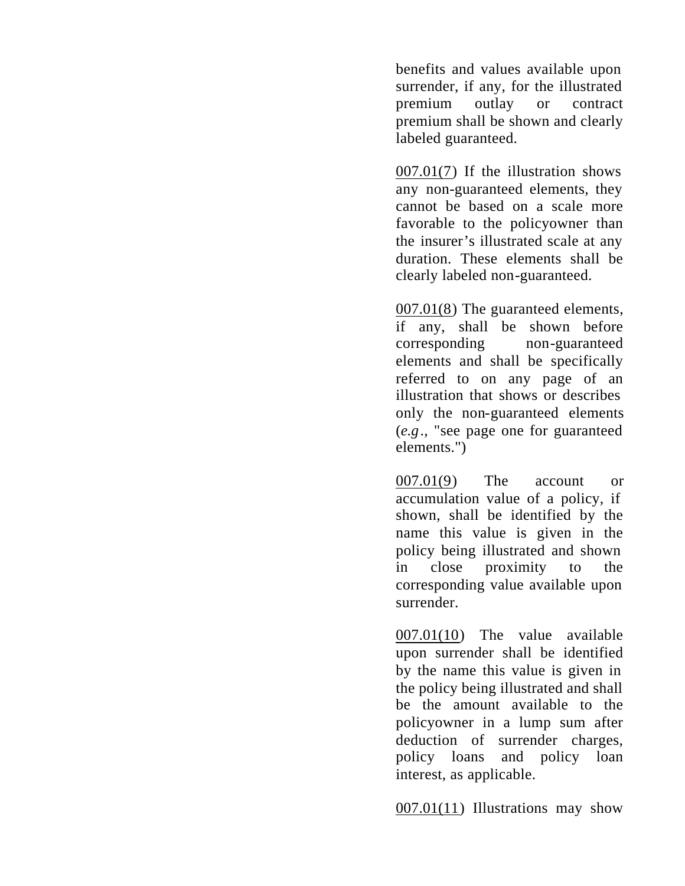benefits and values available upon surrender, if any, for the illustrated premium outlay or contract premium shall be shown and clearly labeled guaranteed.

007.01(7) If the illustration shows any non-guaranteed elements, they cannot be based on a scale more favorable to the policyowner than the insurer's illustrated scale at any duration. These elements shall be clearly labeled non-guaranteed.

007.01(8) The guaranteed elements, if any, shall be shown before corresponding non-guaranteed elements and shall be specifically referred to on any page of an illustration that shows or describes only the non-guaranteed elements (*e.g.*, "see page one for guaranteed elements.")

007.01(9) The account or accumulation value of a policy, if shown, shall be identified by the name this value is given in the policy being illustrated and shown in close proximity to the corresponding value available upon surrender.

007.01(10) The value available upon surrender shall be identified by the name this value is given in the policy being illustrated and shall be the amount available to the policyowner in a lump sum after deduction of surrender charges, policy loans and policy loan interest, as applicable.

007.01(11) Illustrations may show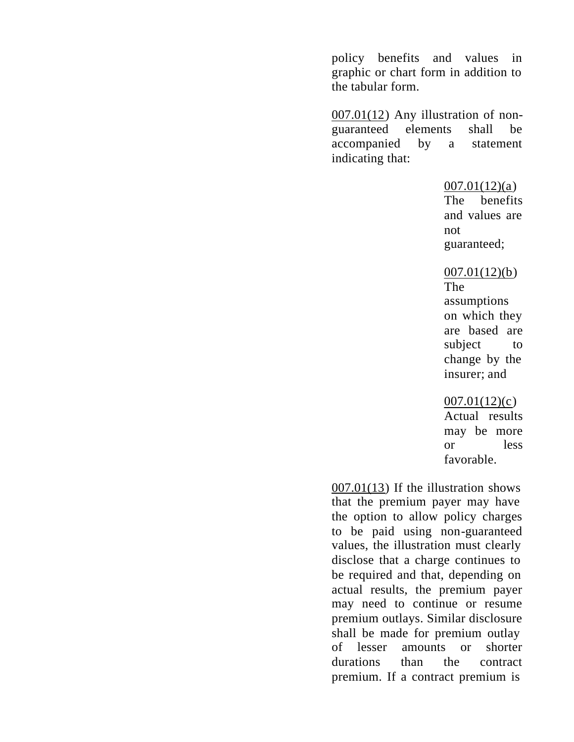policy benefits and values in graphic or chart form in addition to the tabular form.

007.01(12) Any illustration of non-guaranteed elements shall be accompanied by a statement indicating that:

007.01(12)(a) The benefits and values are not guaranteed;

007.01(12)(b) The assumptions on which they are based are subject to change by the insurer; and

007.01(12)(c) Actual results may be more or less favorable.

007.01(13) If the illustration shows that the premium payer may have the option to allow policy charges to be paid using non-guaranteed values, the illustration must clearly disclose that a charge continues to be required and that, depending on actual results, the premium payer may need to continue or resume premium outlays. Similar disclosure shall be made for premium outlay of lesser amounts or shorter durations than the contract premium. If a contract premium is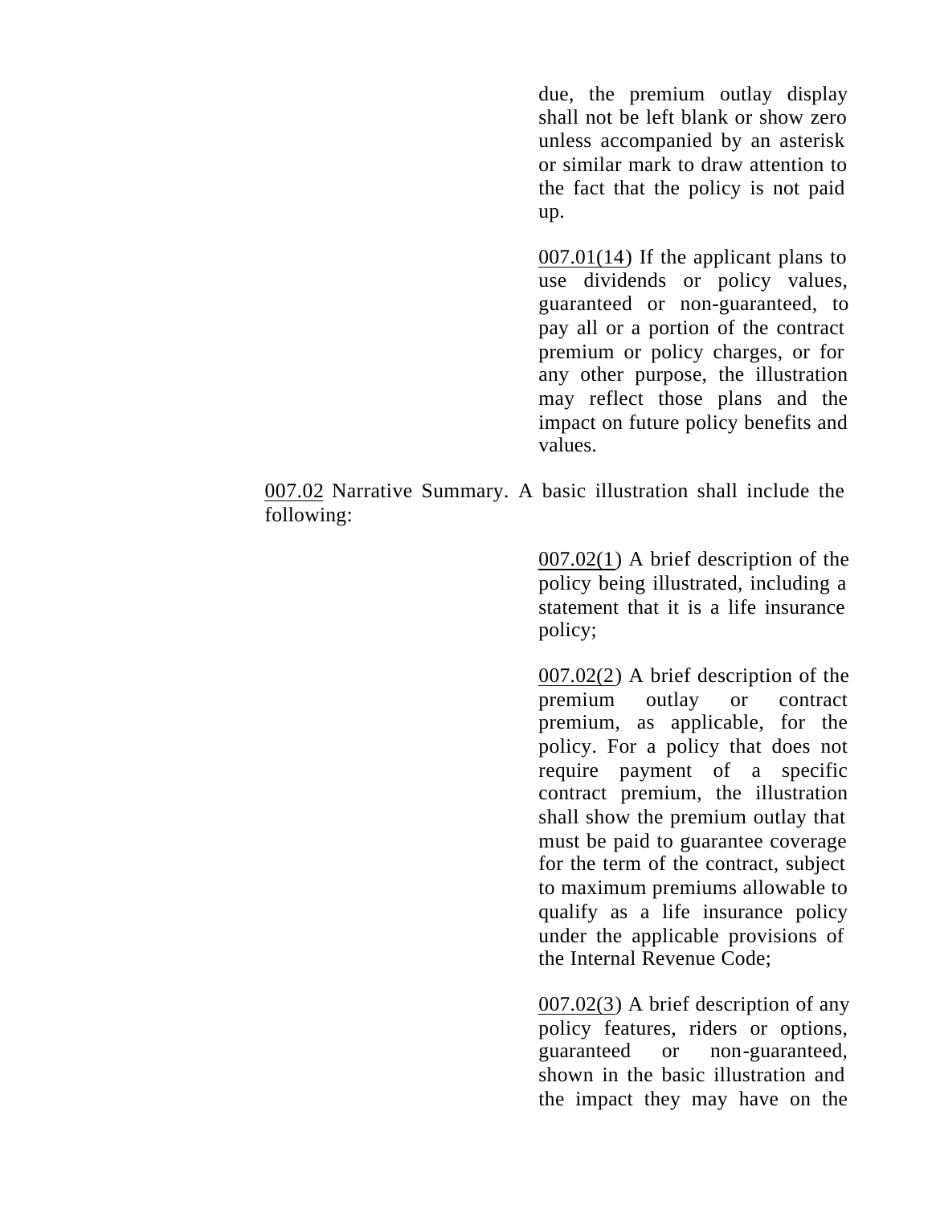due, the premium outlay display shall not be left blank or show zero unless accompanied by an asterisk or similar mark to draw attention to the fact that the policy is not paid up.

007.01(14) If the applicant plans to use dividends or policy values, guaranteed or non-guaranteed, to pay all or a portion of the contract premium or policy charges, or for any other purpose, the illustration may reflect those plans and the impact on future policy benefits and values.

007.02 Narrative Summary. A basic illustration shall include the following:

007.02(1) A brief description of the policy being illustrated, including a statement that it is a life insurance policy;

007.02(2) A brief description of the premium outlay or contract premium, as applicable, for the policy. For a policy that does not require payment of a specific contract premium, the illustration shall show the premium outlay that must be paid to guarantee coverage for the term of the contract, subject to maximum premiums allowable to qualify as a life insurance policy under the applicable provisions of the Internal Revenue Code;

007.02(3) A brief description of any policy features, riders or options, guaranteed or non-guaranteed, shown in the basic illustration and the impact they may have on the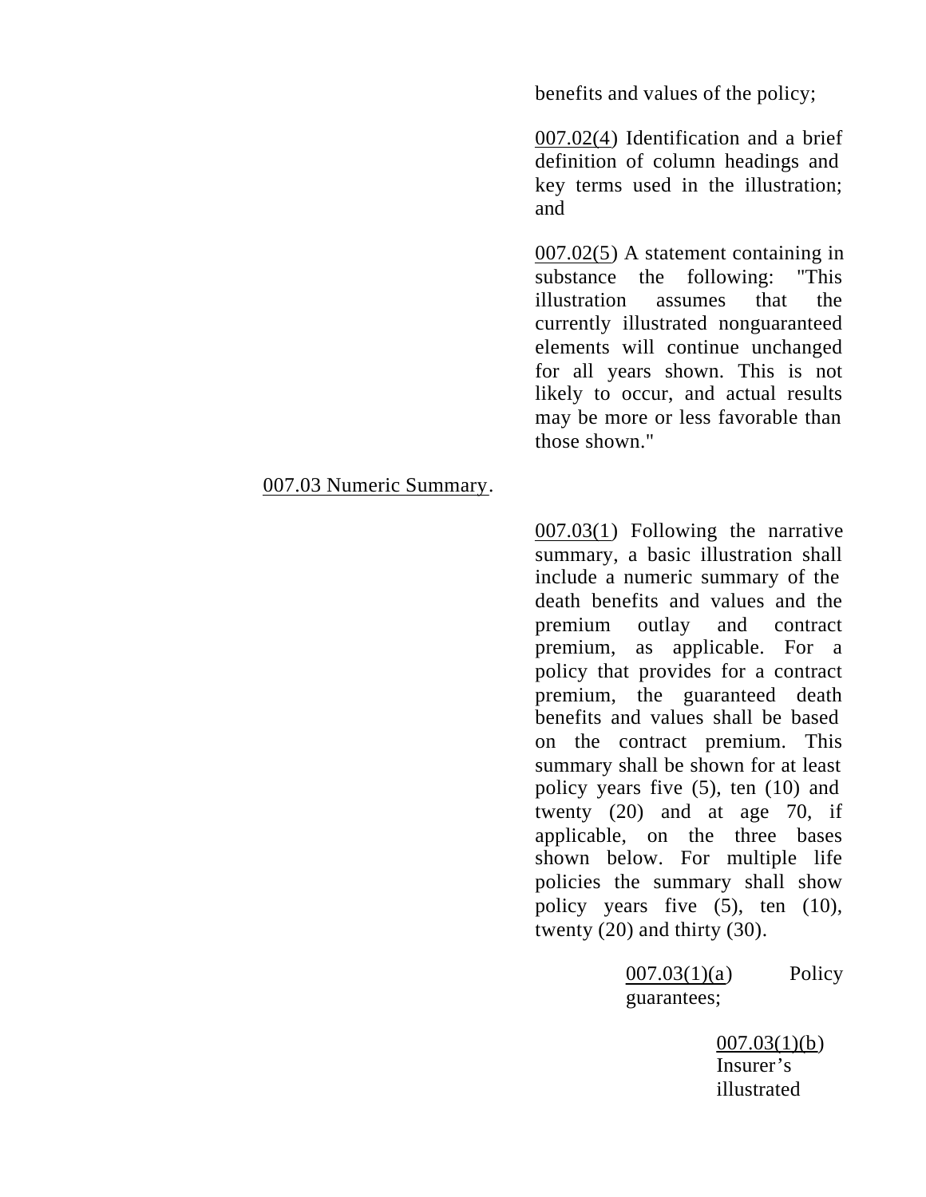benefits and values of the policy;

007.02(4) Identification and a brief definition of column headings and key terms used in the illustration; and

007.02(5) A statement containing in substance the following: "This illustration assumes that the currently illustrated nonguaranteed elements will continue unchanged for all years shown. This is not likely to occur, and actual results may be more or less favorable than those shown."

007.03 Numeric Summary.

007.03(1) Following the narrative summary, a basic illustration shall include a numeric summary of the death benefits and values and the premium outlay and contract premium, as applicable. For a policy that provides for a contract premium, the guaranteed death benefits and values shall be based on the contract premium. This summary shall be shown for at least policy years five (5), ten (10) and twenty (20) and at age 70, if applicable, on the three bases shown below. For multiple life policies the summary shall show policy years five (5), ten (10), twenty (20) and thirty (30).

007.03(1)(a) Policy guarantees;

007.03(1)(b) Insurer's illustrated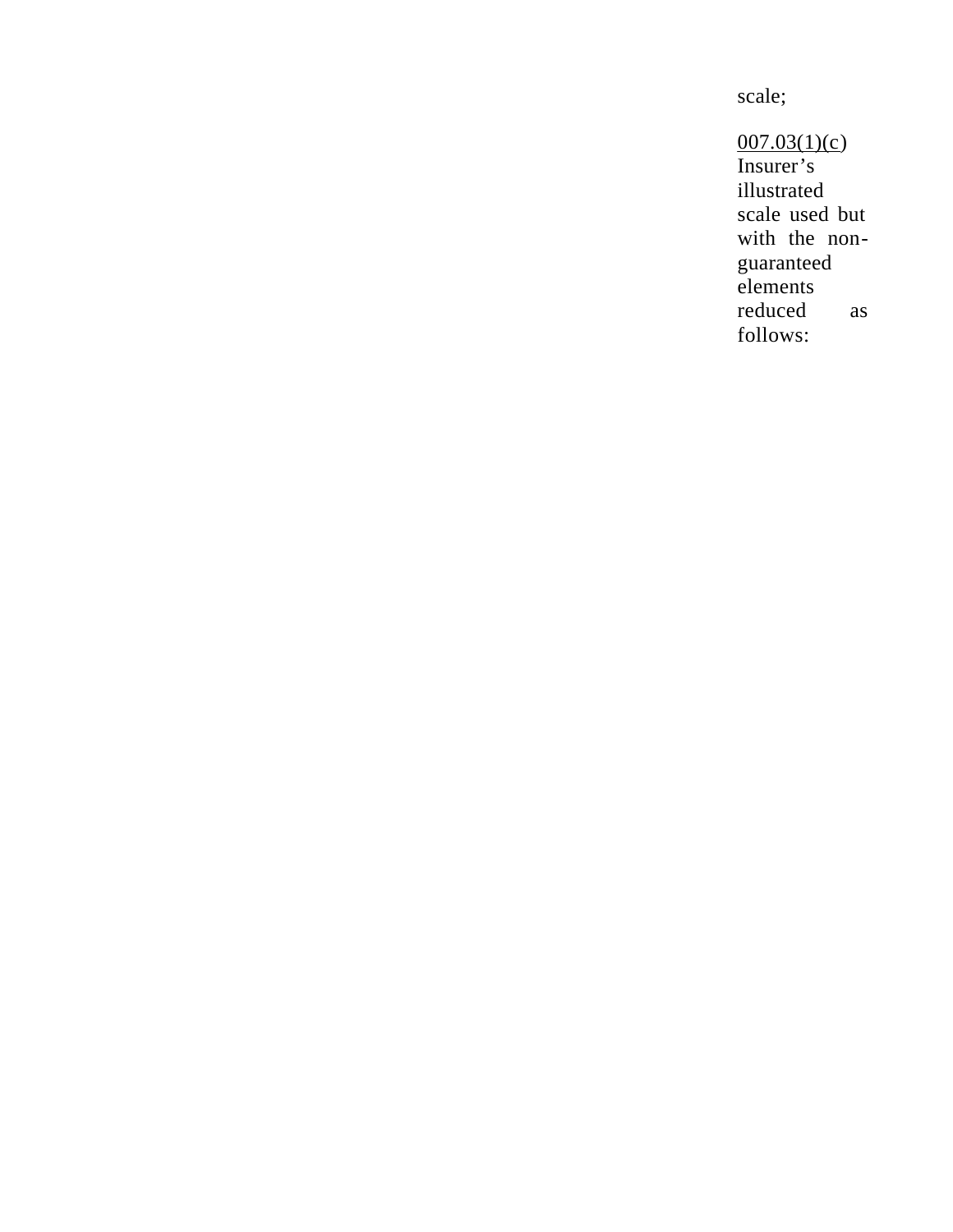scale;

007.03(1)(c) Insurer's illustrated scale used but with the non-guaranteed elements reduced as follows: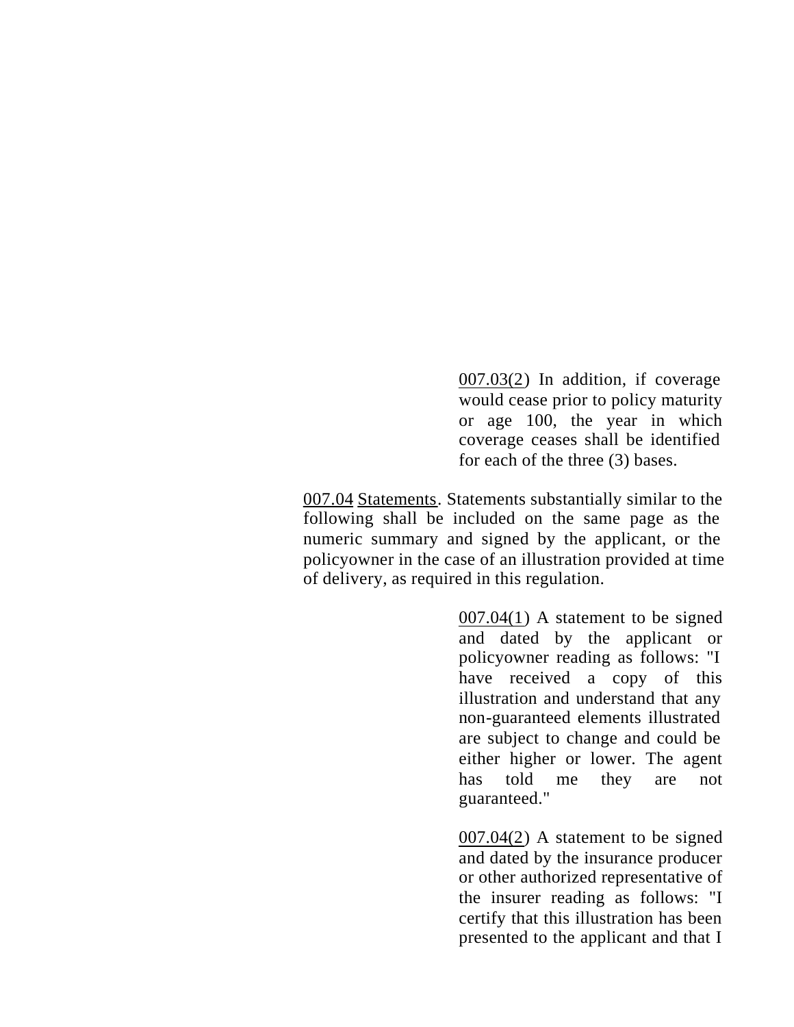007.03(2) In addition, if coverage would cease prior to policy maturity or age 100, the year in which coverage ceases shall be identified for each of the three (3) bases.

007.04 Statements. Statements substantially similar to the following shall be included on the same page as the numeric summary and signed by the applicant, or the policyowner in the case of an illustration provided at time of delivery, as required in this regulation.

007.04(1) A statement to be signed and dated by the applicant or policyowner reading as follows: "I have received a copy of this illustration and understand that any non-guaranteed elements illustrated are subject to change and could be either higher or lower. The agent has told me they are not guaranteed."

007.04(2) A statement to be signed and dated by the insurance producer or other authorized representative of the insurer reading as follows: "I certify that this illustration has been presented to the applicant and that I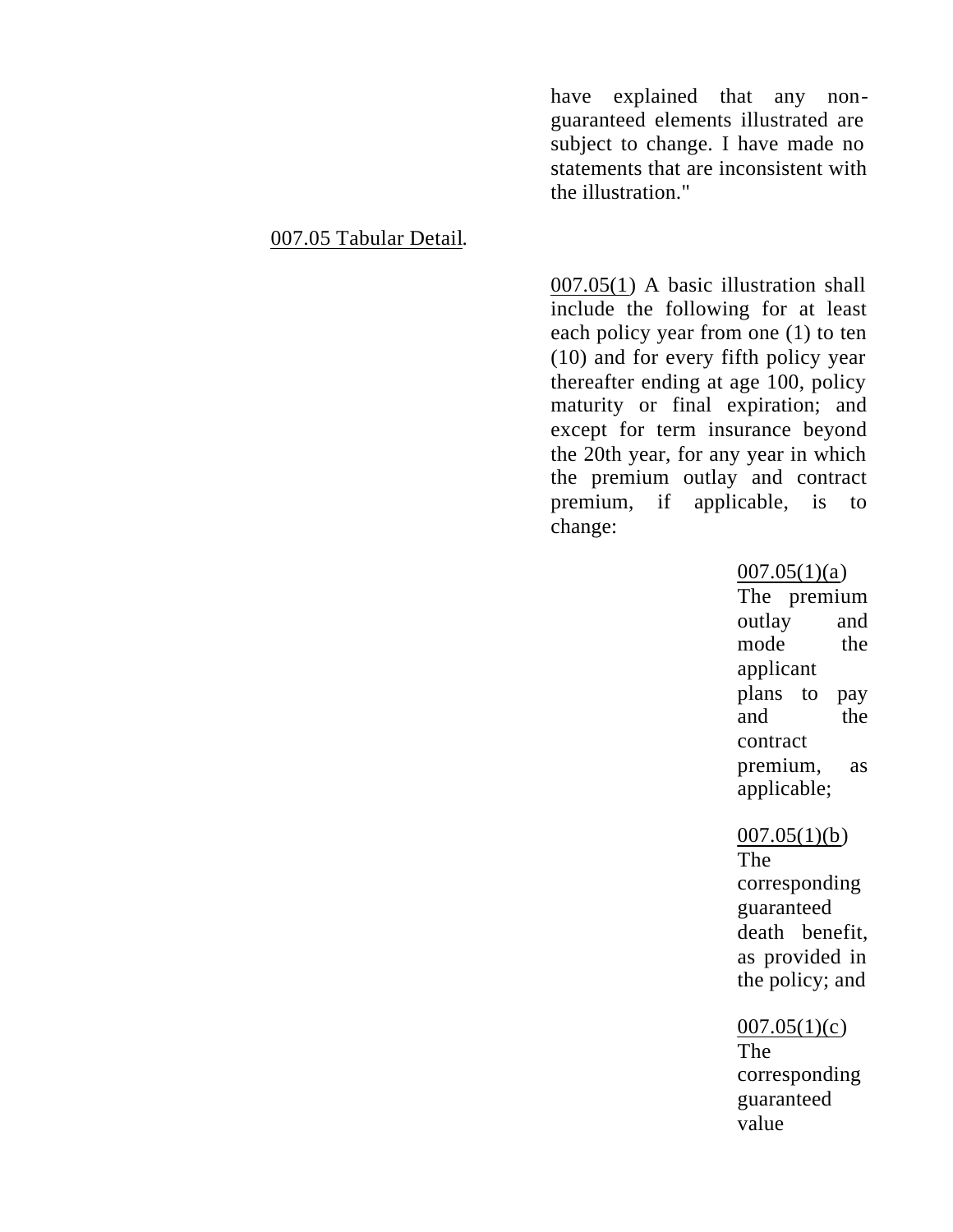have explained that any non-guaranteed elements illustrated are subject to change. I have made no statements that are inconsistent with the illustration."

007.05 Tabular Detail.

007.05(1) A basic illustration shall include the following for at least each policy year from one (1) to ten (10) and for every fifth policy year thereafter ending at age 100, policy maturity or final expiration; and except for term insurance beyond the 20th year, for any year in which the premium outlay and contract premium, if applicable, is to change:

007.05(1)(a) The premium outlay and mode the applicant plans to pay and the contract premium, as applicable;

007.05(1)(b) The corresponding guaranteed death benefit, as provided in the policy; and

007.05(1)(c) The corresponding guaranteed value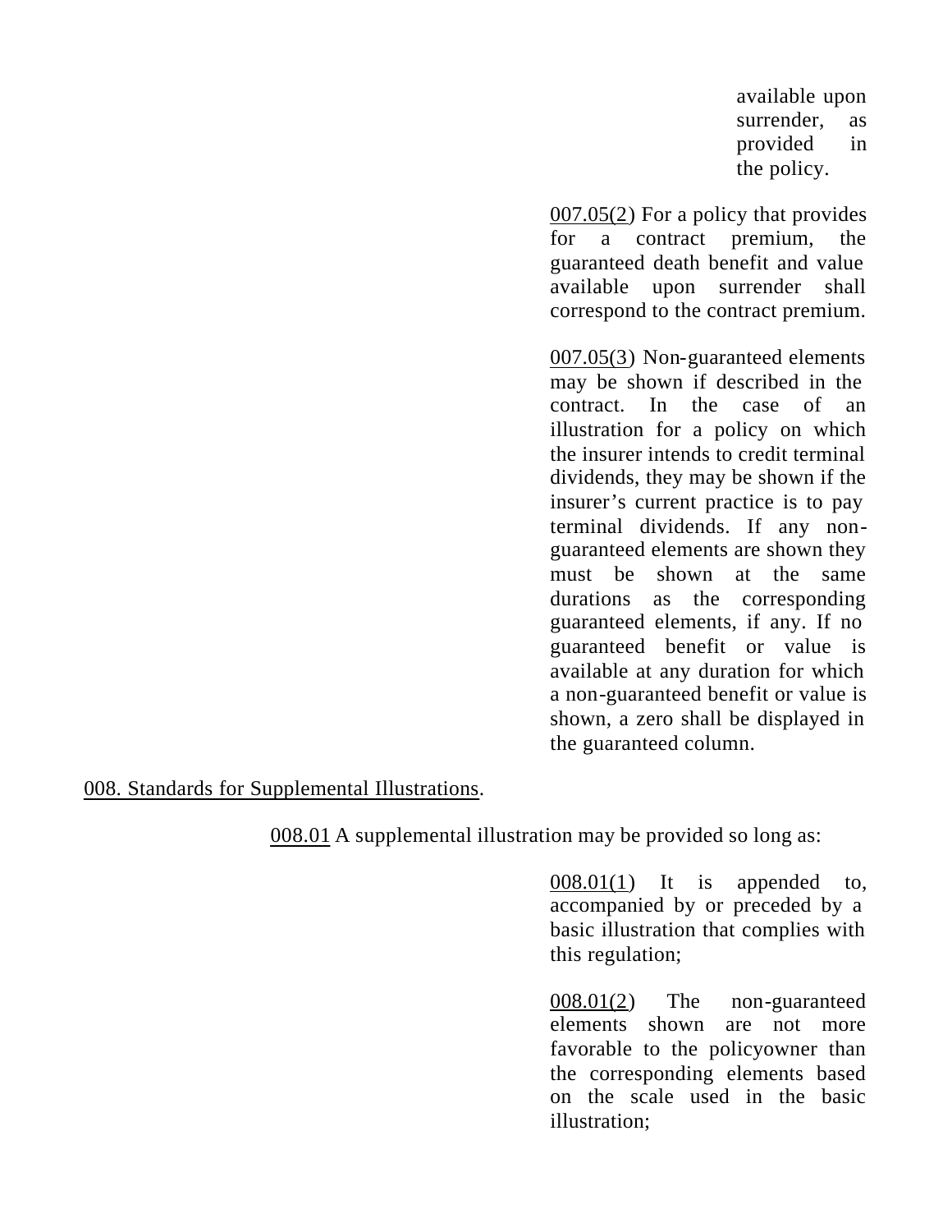available upon surrender, as provided in the policy.

007.05(2) For a policy that provides for a contract premium, the guaranteed death benefit and value available upon surrender shall correspond to the contract premium.

007.05(3) Non-guaranteed elements may be shown if described in the contract. In the case of an illustration for a policy on which the insurer intends to credit terminal dividends, they may be shown if the insurer's current practice is to pay terminal dividends. If any non-guaranteed elements are shown they must be shown at the same durations as the corresponding guaranteed elements, if any. If no guaranteed benefit or value is available at any duration for which a non-guaranteed benefit or value is shown, a zero shall be displayed in the guaranteed column.

008. Standards for Supplemental Illustrations.

008.01 A supplemental illustration may be provided so long as:

008.01(1) It is appended to, accompanied by or preceded by a basic illustration that complies with this regulation;

008.01(2) The non-guaranteed elements shown are not more favorable to the policyowner than the corresponding elements based on the scale used in the basic illustration;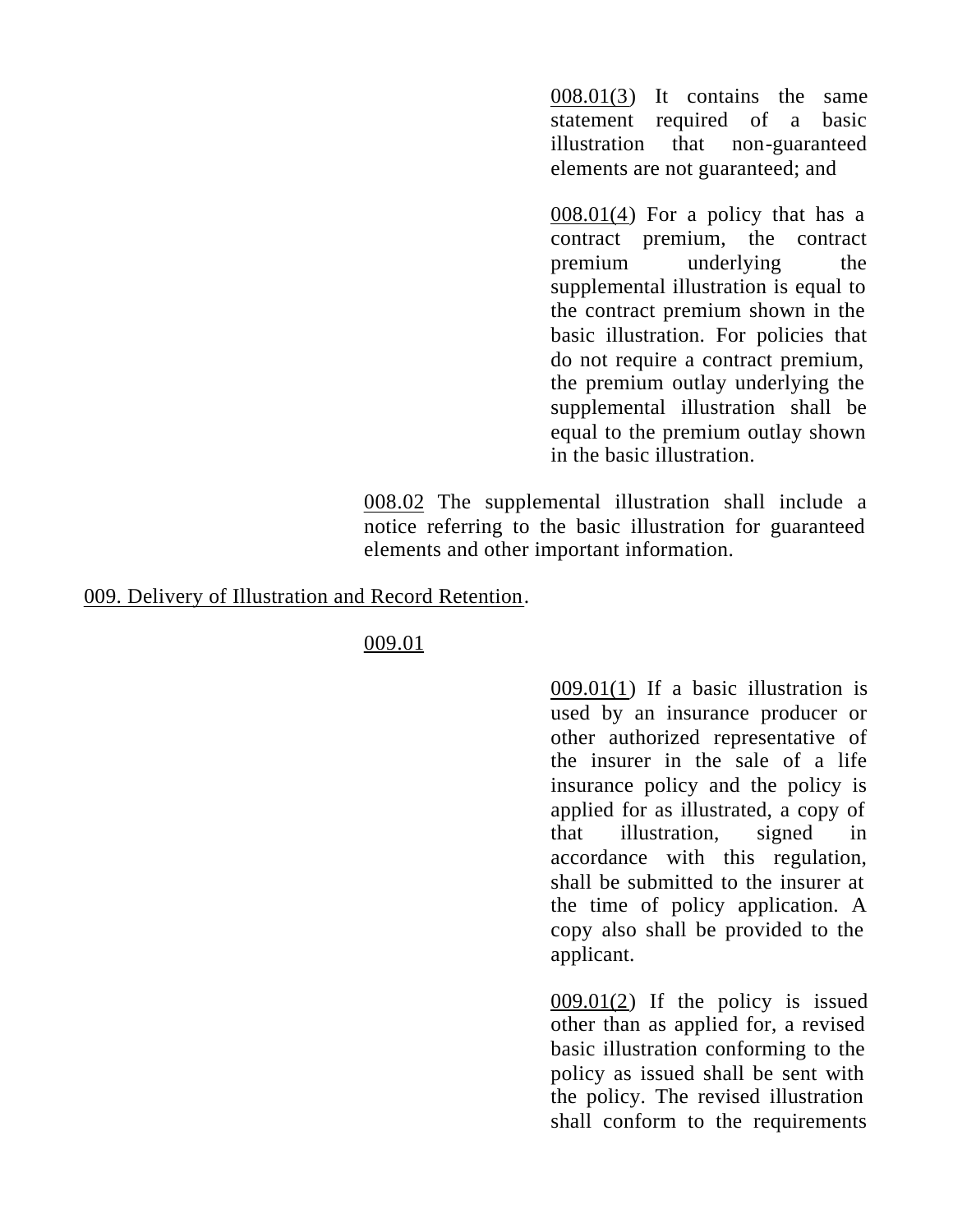008.01(3) It contains the same statement required of a basic illustration that non-guaranteed elements are not guaranteed; and

008.01(4) For a policy that has a contract premium, the contract premium underlying the supplemental illustration is equal to the contract premium shown in the basic illustration. For policies that do not require a contract premium, the premium outlay underlying the supplemental illustration shall be equal to the premium outlay shown in the basic illustration.

008.02 The supplemental illustration shall include a notice referring to the basic illustration for guaranteed elements and other important information.

## 009. Delivery of Illustration and Record Retention.

009.01

009.01(1) If a basic illustration is used by an insurance producer or other authorized representative of the insurer in the sale of a life insurance policy and the policy is applied for as illustrated, a copy of that illustration, signed in accordance with this regulation, shall be submitted to the insurer at the time of policy application. A copy also shall be provided to the applicant.

009.01(2) If the policy is issued other than as applied for, a revised basic illustration conforming to the policy as issued shall be sent with the policy. The revised illustration shall conform to the requirements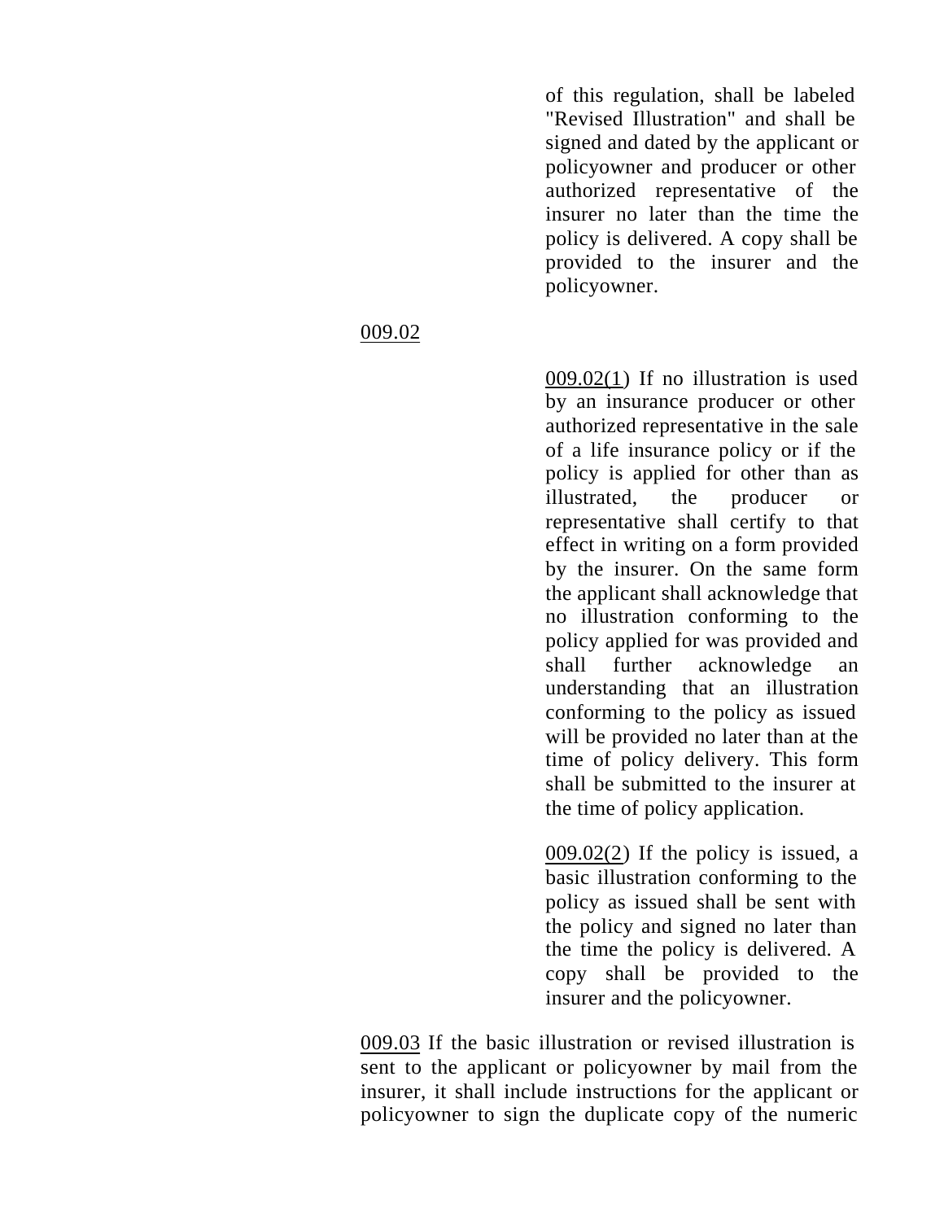of this regulation, shall be labeled "Revised Illustration" and shall be signed and dated by the applicant or policyowner and producer or other authorized representative of the insurer no later than the time the policy is delivered. A copy shall be provided to the insurer and the policyowner.

<u>009.02</u>

<u>009.02(1</u>) If no illustration is used by an insurance producer or other authorized representative in the sale of a life insurance policy or if the policy is applied for other than as illustrated, the producer or representative shall certify to that effect in writing on a form provided by the insurer. On the same form the applicant shall acknowledge that no illustration conforming to the policy applied for was provided and shall further acknowledge an understanding that an illustration conforming to the policy as issued will be provided no later than at the time of policy delivery. This form shall be submitted to the insurer at the time of policy application.

<u>009.02(2</u>) If the policy is issued, a basic illustration conforming to the policy as issued shall be sent with the policy and signed no later than the time the policy is delivered. A copy shall be provided to the insurer and the policyowner.

<u>009.03</u> If the basic illustration or revised illustration is sent to the applicant or policyowner by mail from the insurer, it shall include instructions for the applicant or policyowner to sign the duplicate copy of the numeric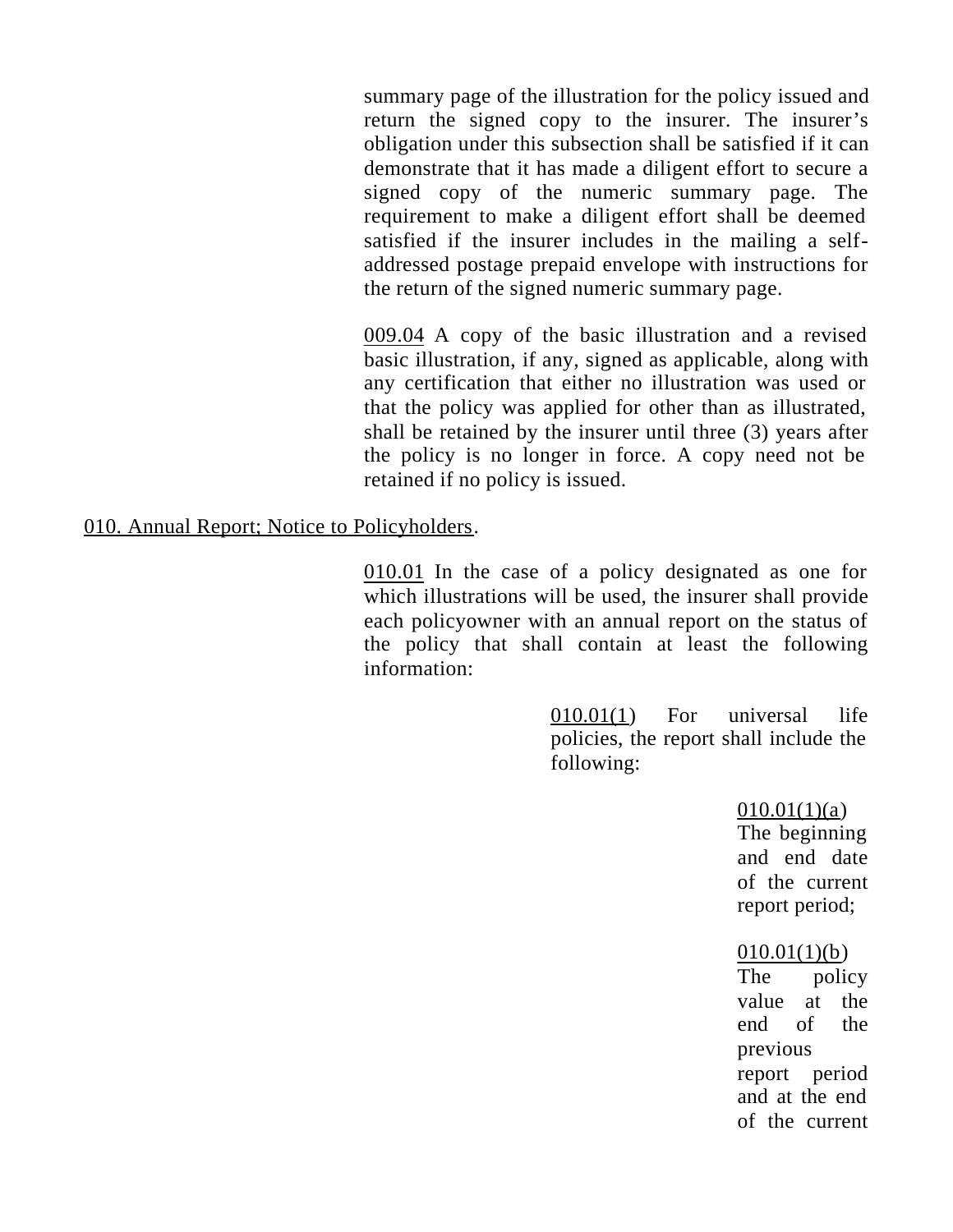summary page of the illustration for the policy issued and return the signed copy to the insurer. The insurer's obligation under this subsection shall be satisfied if it can demonstrate that it has made a diligent effort to secure a signed copy of the numeric summary page. The requirement to make a diligent effort shall be deemed satisfied if the insurer includes in the mailing a self-addressed postage prepaid envelope with instructions for the return of the signed numeric summary page.

009.04 A copy of the basic illustration and a revised basic illustration, if any, signed as applicable, along with any certification that either no illustration was used or that the policy was applied for other than as illustrated, shall be retained by the insurer until three (3) years after the policy is no longer in force. A copy need not be retained if no policy is issued.

010. Annual Report; Notice to Policyholders.

010.01 In the case of a policy designated as one for which illustrations will be used, the insurer shall provide each policyowner with an annual report on the status of the policy that shall contain at least the following information:

010.01(1) For universal life policies, the report shall include the following:

010.01(1)(a) The beginning and end date of the current report period;

010.01(1)(b) The policy value at the end of the previous report period and at the end of the current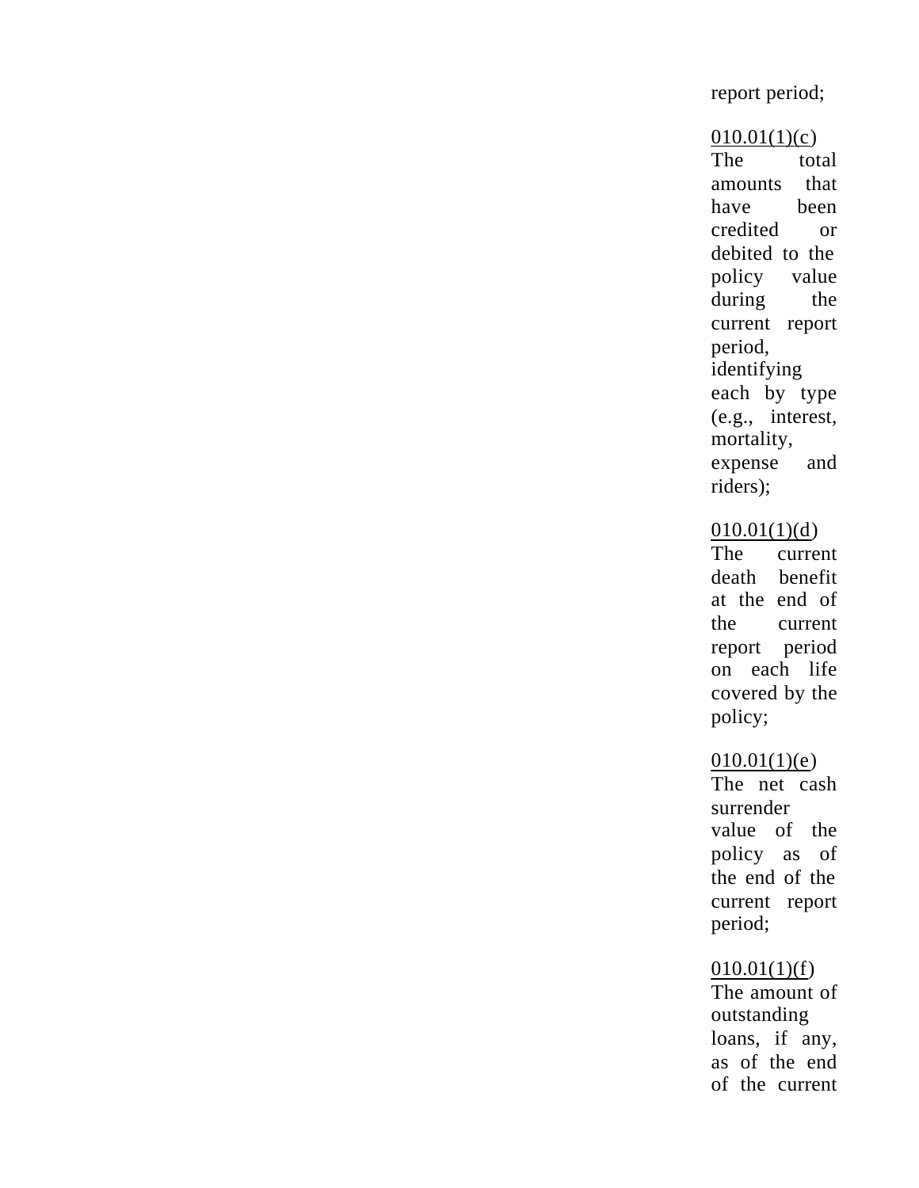report period;

<u>010.01(1)(c</u>) The total amounts that have been credited or debited to the policy value during the current report period, identifying each by type (e.g., interest, mortality, expense and riders);

<u>010.01(1)(d</u>) The current death benefit at the end of the current report period on each life covered by the policy;

<u>010.01(1)(e</u>) The net cash surrender value of the policy as of the end of the current report period;

<u>010.01(1)(f</u>) The amount of outstanding loans, if any, as of the end of the current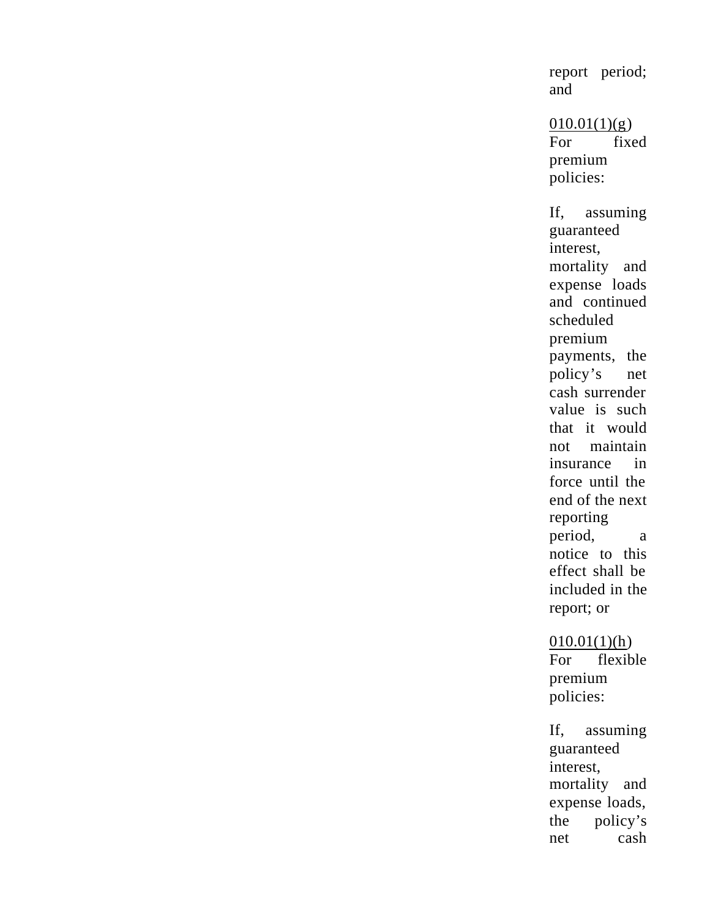report period; and

010.01(1)(g) For fixed premium policies:

If, assuming guaranteed interest, mortality and expense loads and continued scheduled premium payments, the policy's net cash surrender value is such that it would not maintain insurance in force until the end of the next reporting period, a notice to this effect shall be included in the report; or

010.01(1)(h) For flexible premium policies:

If, assuming guaranteed interest, mortality and expense loads, the policy's net cash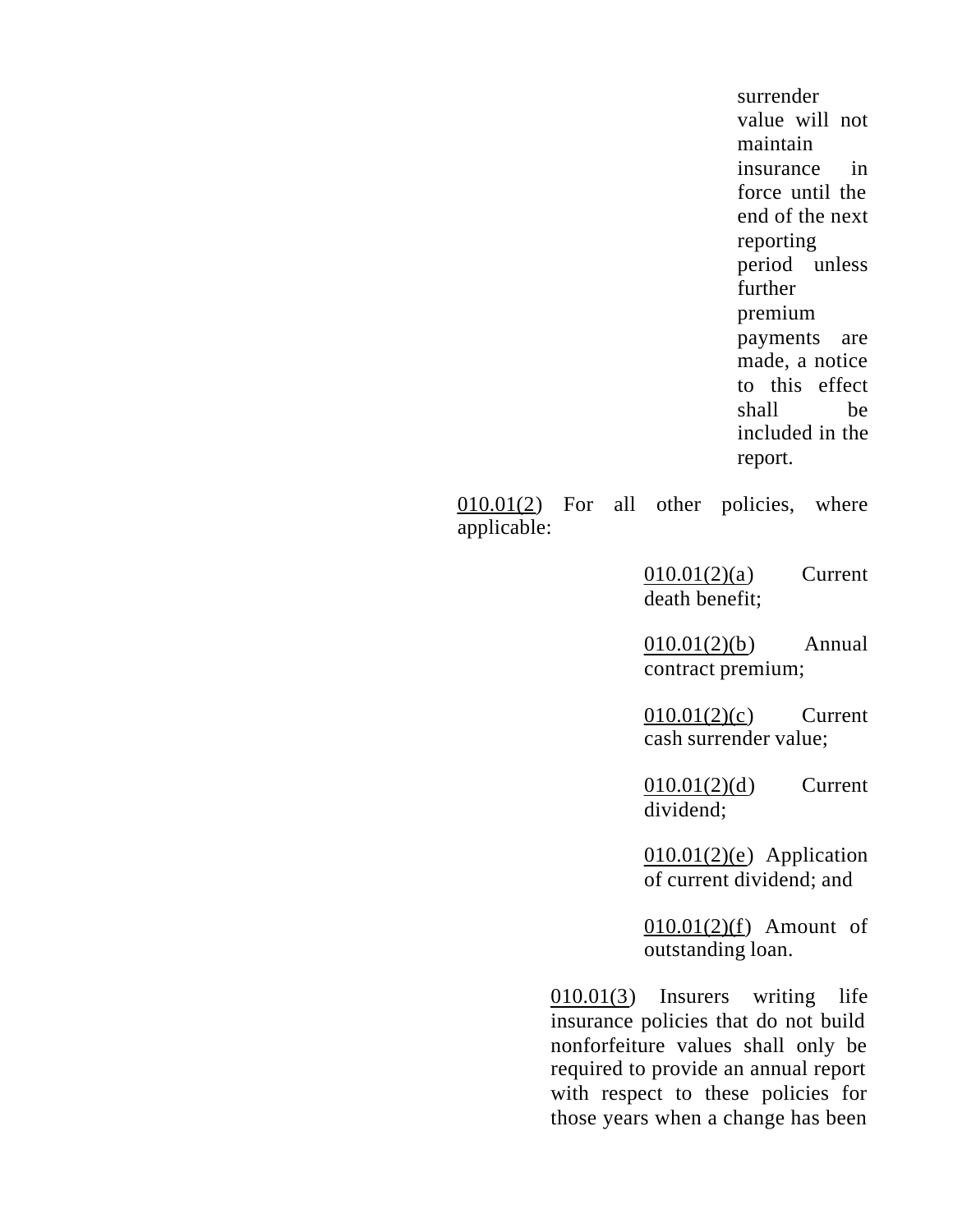surrender value will not maintain insurance in force until the end of the next reporting period unless further premium payments are made, a notice to this effect shall be included in the report.

010.01(2) For all other policies, where applicable:

010.01(2)(a) Current death benefit;

010.01(2)(b) Annual contract premium;

010.01(2)(c) Current cash surrender value;

010.01(2)(d) Current dividend;

010.01(2)(e) Application of current dividend; and

010.01(2)(f) Amount of outstanding loan.

010.01(3) Insurers writing life insurance policies that do not build nonforfeiture values shall only be required to provide an annual report with respect to these policies for those years when a change has been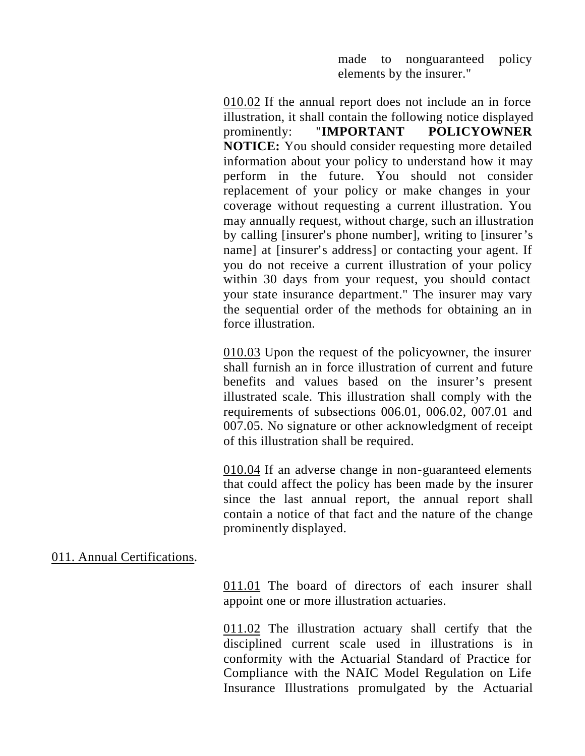made to nonguaranteed policy elements by the insurer."

<u>010.02</u> If the annual report does not include an in force illustration, it shall contain the following notice displayed prominently: "**IMPORTANT POLICYOWNER NOTICE:** You should consider requesting more detailed information about your policy to understand how it may perform in the future. You should not consider replacement of your policy or make changes in your coverage without requesting a current illustration. You may annually request, without charge, such an illustration by calling [insurer's phone number], writing to [insurer's name] at [insurer's address] or contacting your agent. If you do not receive a current illustration of your policy within 30 days from your request, you should contact your state insurance department." The insurer may vary the sequential order of the methods for obtaining an in force illustration.

<u>010.03</u> Upon the request of the policyowner, the insurer shall furnish an in force illustration of current and future benefits and values based on the insurer's present illustrated scale. This illustration shall comply with the requirements of subsections 006.01, 006.02, 007.01 and 007.05. No signature or other acknowledgment of receipt of this illustration shall be required.

<u>010.04</u> If an adverse change in non-guaranteed elements that could affect the policy has been made by the insurer since the last annual report, the annual report shall contain a notice of that fact and the nature of the change prominently displayed.

<u>011. Annual Certifications</u>.

<u>011.01</u> The board of directors of each insurer shall appoint one or more illustration actuaries.

<u>011.02</u> The illustration actuary shall certify that the disciplined current scale used in illustrations is in conformity with the Actuarial Standard of Practice for Compliance with the NAIC Model Regulation on Life Insurance Illustrations promulgated by the Actuarial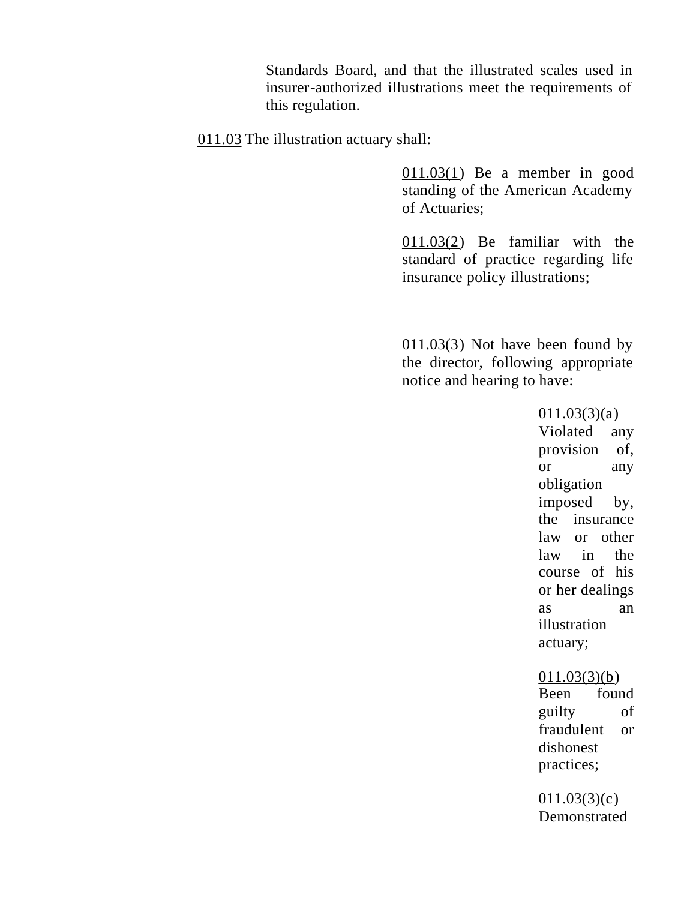Standards Board, and that the illustrated scales used in insurer-authorized illustrations meet the requirements of this regulation.

011.03 The illustration actuary shall:

011.03(1) Be a member in good standing of the American Academy of Actuaries;

011.03(2) Be familiar with the standard of practice regarding life insurance policy illustrations;

011.03(3) Not have been found by the director, following appropriate notice and hearing to have:

011.03(3)(a) Violated any provision of, or any obligation imposed by, the insurance law or other law in the course of his or her dealings as an illustration actuary;

011.03(3)(b) Been found guilty of fraudulent or dishonest practices;

011.03(3)(c) Demonstrated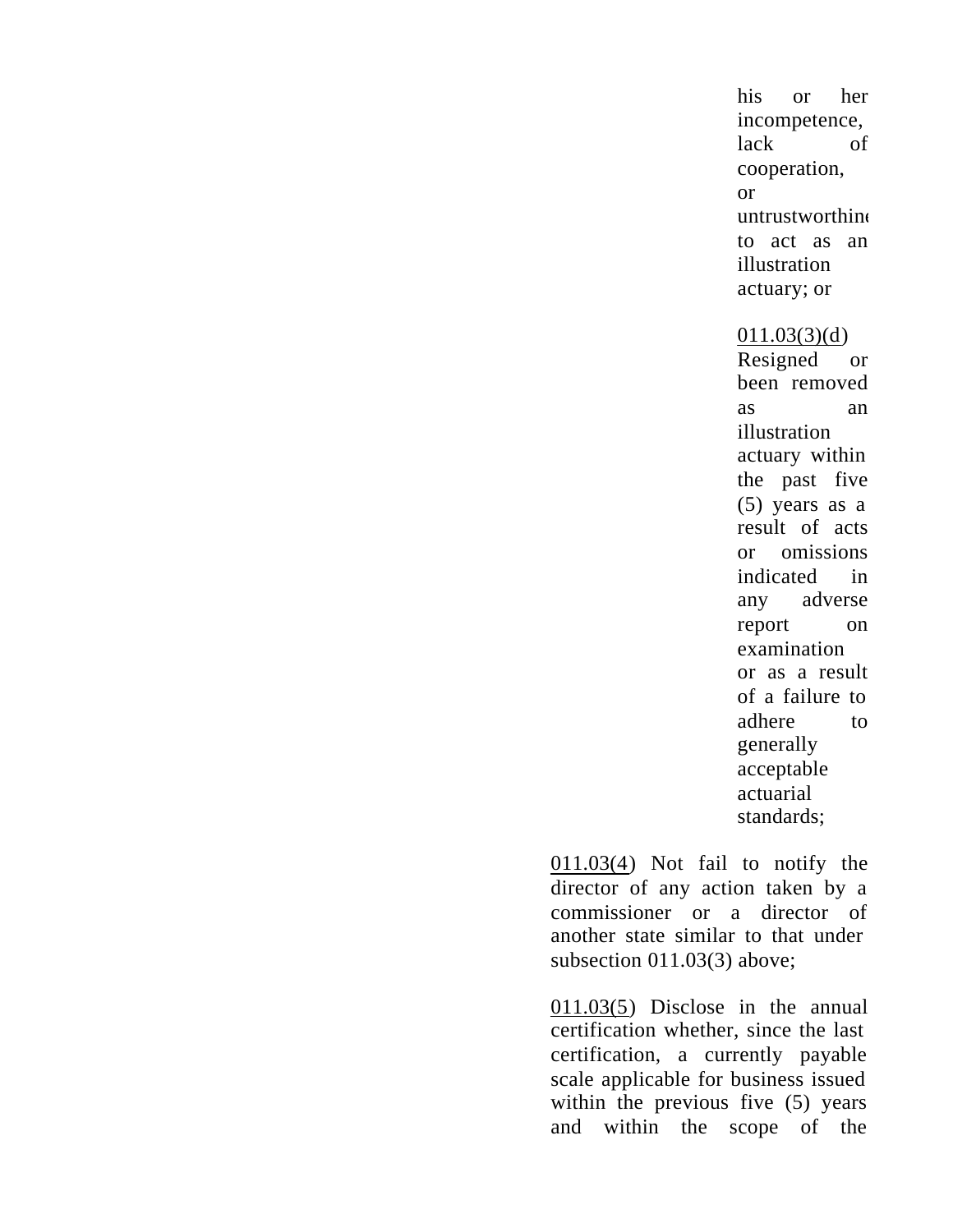his or her incompetence, lack of cooperation, or untrustworthiness to act as an illustration actuary; or

011.03(3)(d) Resigned or been removed as an illustration actuary within the past five (5) years as a result of acts or omissions indicated in any adverse report on examination or as a result of a failure to adhere to generally acceptable actuarial standards;

011.03(4) Not fail to notify the director of any action taken by a commissioner or a director of another state similar to that under subsection 011.03(3) above;

011.03(5) Disclose in the annual certification whether, since the last certification, a currently payable scale applicable for business issued within the previous five (5) years and within the scope of the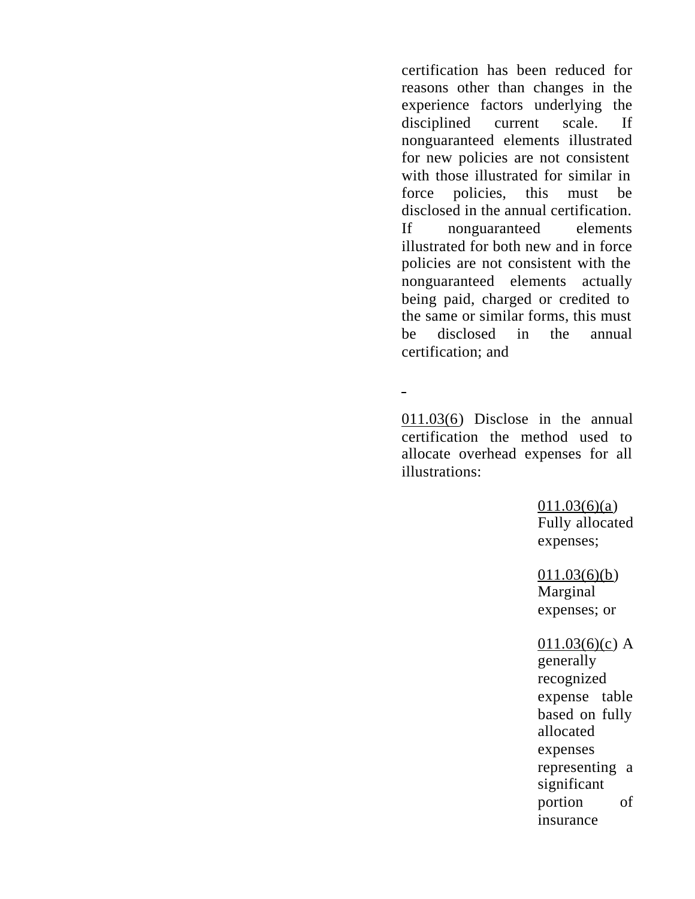certification has been reduced for reasons other than changes in the experience factors underlying the disciplined current scale. If nonguaranteed elements illustrated for new policies are not consistent with those illustrated for similar in force policies, this must be disclosed in the annual certification. If nonguaranteed elements illustrated for both new and in force policies are not consistent with the nonguaranteed elements actually being paid, charged or credited to the same or similar forms, this must be disclosed in the annual certification; and

011.03(6) Disclose in the annual certification the method used to allocate overhead expenses for all illustrations:

011.03(6)(a) Fully allocated expenses;

011.03(6)(b) Marginal expenses; or

011.03(6)(c) A generally recognized expense table based on fully allocated expenses representing a significant portion of insurance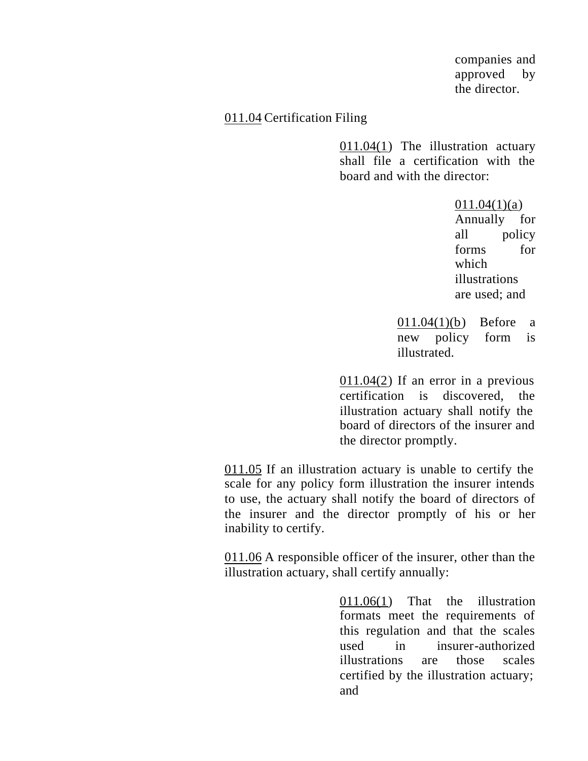companies and approved by the director.

011.04 Certification Filing

011.04(1) The illustration actuary shall file a certification with the board and with the director:

011.04(1)(a) Annually for all policy forms for which illustrations are used; and

011.04(1)(b) Before a new policy form is illustrated.

011.04(2) If an error in a previous certification is discovered, the illustration actuary shall notify the board of directors of the insurer and the director promptly.

011.05 If an illustration actuary is unable to certify the scale for any policy form illustration the insurer intends to use, the actuary shall notify the board of directors of the insurer and the director promptly of his or her inability to certify.

011.06 A responsible officer of the insurer, other than the illustration actuary, shall certify annually:

011.06(1) That the illustration formats meet the requirements of this regulation and that the scales used in insurer-authorized illustrations are those scales certified by the illustration actuary; and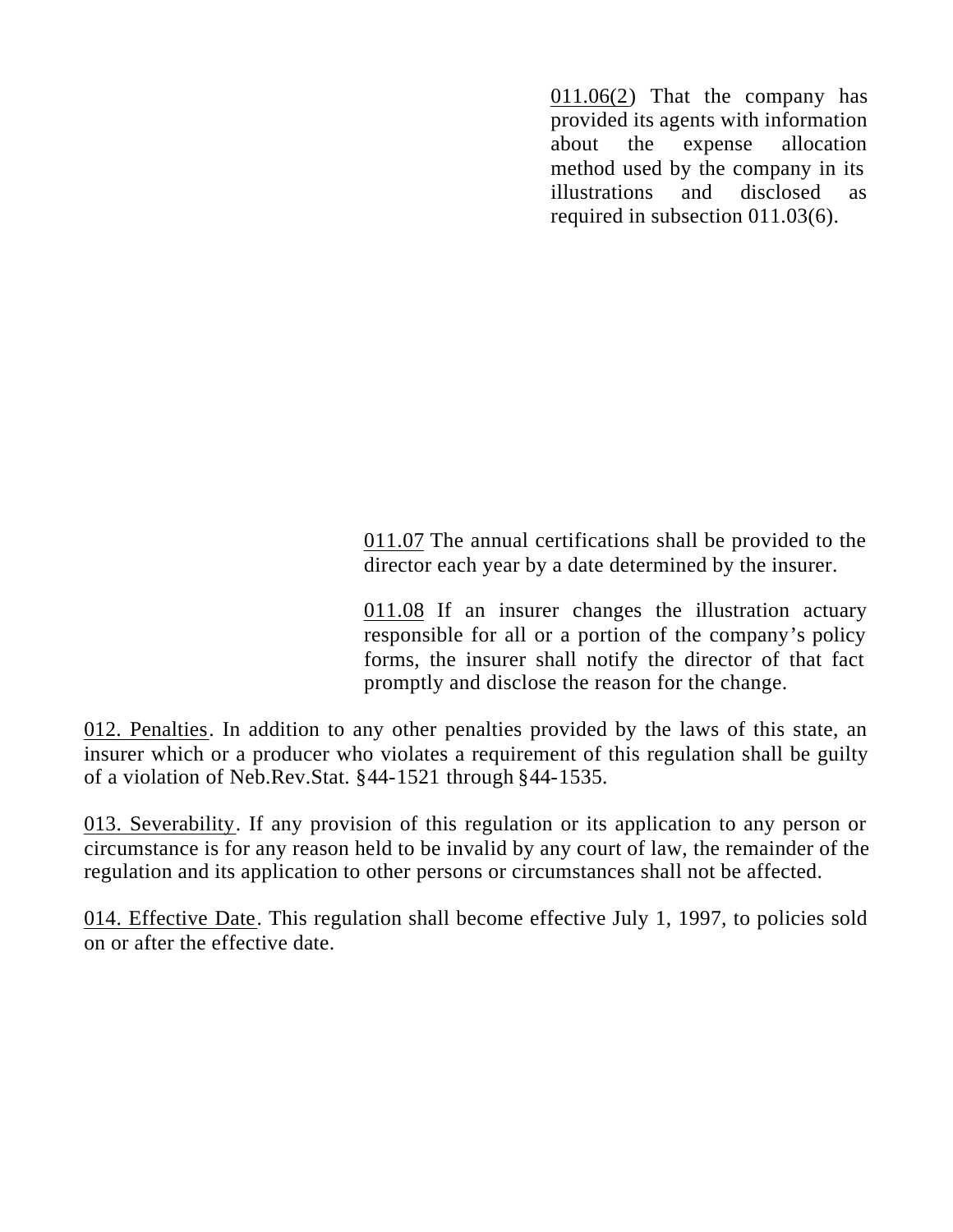011.06(2) That the company has provided its agents with information about the expense allocation method used by the company in its illustrations and disclosed as required in subsection 011.03(6).

011.07 The annual certifications shall be provided to the director each year by a date determined by the insurer.

011.08 If an insurer changes the illustration actuary responsible for all or a portion of the company's policy forms, the insurer shall notify the director of that fact promptly and disclose the reason for the change.

012. Penalties. In addition to any other penalties provided by the laws of this state, an insurer which or a producer who violates a requirement of this regulation shall be guilty of a violation of Neb.Rev.Stat. §44-1521 through §44-1535.

013. Severability. If any provision of this regulation or its application to any person or circumstance is for any reason held to be invalid by any court of law, the remainder of the regulation and its application to other persons or circumstances shall not be affected.

014. Effective Date. This regulation shall become effective July 1, 1997, to policies sold on or after the effective date.